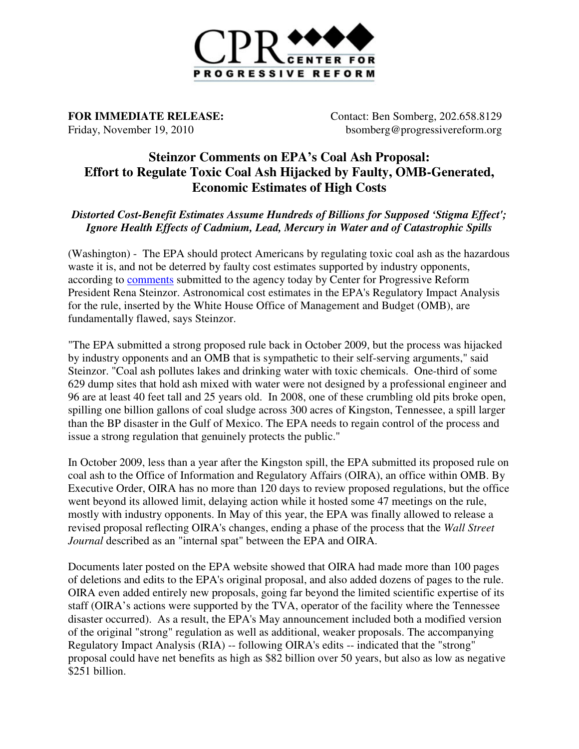CPR CENTER FOR PROGRESSIVE REFORM

**FOR IMMEDIATE RELEASE:**
Friday, November 19, 2010

Contact: Ben Somberg, 202.658.8129
bsomberg@progressivereform.org

# Steinzor Comments on EPA's Coal Ash Proposal: Effort to Regulate Toxic Coal Ash Hijacked by Faulty, OMB-Generated, Economic Estimates of High Costs

***Distorted Cost-Benefit Estimates Assume Hundreds of Billions for Supposed 'Stigma Effect'; Ignore Health Effects of Cadmium, Lead, Mercury in Water and of Catastrophic Spills***

(Washington) - The EPA should protect Americans by regulating toxic coal ash as the hazardous waste it is, and not be deterred by faulty cost estimates supported by industry opponents, according to comments submitted to the agency today by Center for Progressive Reform President Rena Steinzor. Astronomical cost estimates in the EPA's Regulatory Impact Analysis for the rule, inserted by the White House Office of Management and Budget (OMB), are fundamentally flawed, says Steinzor.

"The EPA submitted a strong proposed rule back in October 2009, but the process was hijacked by industry opponents and an OMB that is sympathetic to their self-serving arguments," said Steinzor. "Coal ash pollutes lakes and drinking water with toxic chemicals. One-third of some 629 dump sites that hold ash mixed with water were not designed by a professional engineer and 96 are at least 40 feet tall and 25 years old. In 2008, one of these crumbling old pits broke open, spilling one billion gallons of coal sludge across 300 acres of Kingston, Tennessee, a spill larger than the BP disaster in the Gulf of Mexico. The EPA needs to regain control of the process and issue a strong regulation that genuinely protects the public."

In October 2009, less than a year after the Kingston spill, the EPA submitted its proposed rule on coal ash to the Office of Information and Regulatory Affairs (OIRA), an office within OMB. By Executive Order, OIRA has no more than 120 days to review proposed regulations, but the office went beyond its allowed limit, delaying action while it hosted some 47 meetings on the rule, mostly with industry opponents. In May of this year, the EPA was finally allowed to release a revised proposal reflecting OIRA's changes, ending a phase of the process that the *Wall Street Journal* described as an "internal spat" between the EPA and OIRA.

Documents later posted on the EPA website showed that OIRA had made more than 100 pages of deletions and edits to the EPA's original proposal, and also added dozens of pages to the rule. OIRA even added entirely new proposals, going far beyond the limited scientific expertise of its staff (OIRA's actions were supported by the TVA, operator of the facility where the Tennessee disaster occurred). As a result, the EPA's May announcement included both a modified version of the original "strong" regulation as well as additional, weaker proposals. The accompanying Regulatory Impact Analysis (RIA) -- following OIRA's edits -- indicated that the "strong" proposal could have net benefits as high as $82 billion over 50 years, but also as low as negative $251 billion.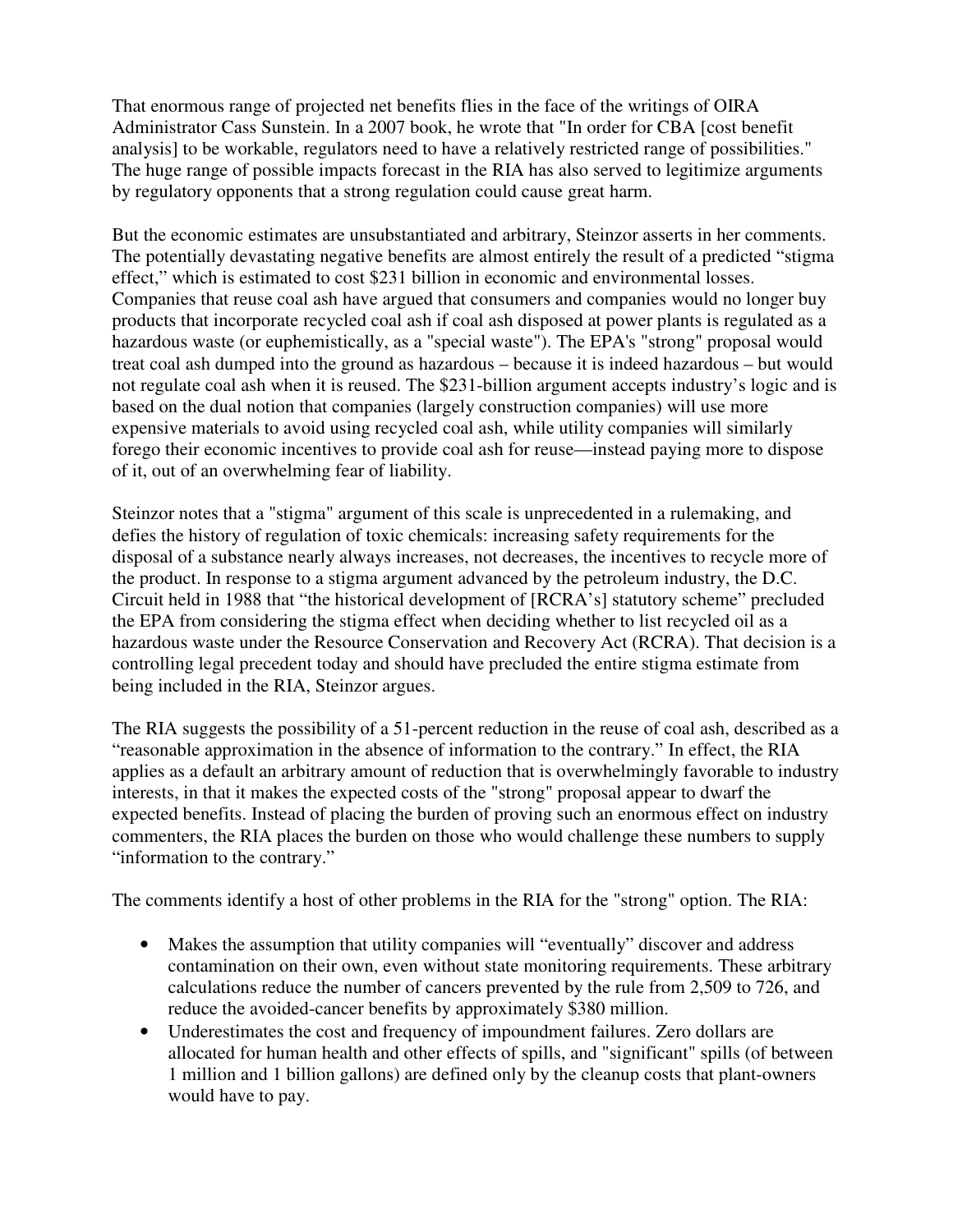That enormous range of projected net benefits flies in the face of the writings of OIRA Administrator Cass Sunstein. In a 2007 book, he wrote that "In order for CBA [cost benefit analysis] to be workable, regulators need to have a relatively restricted range of possibilities." The huge range of possible impacts forecast in the RIA has also served to legitimize arguments by regulatory opponents that a strong regulation could cause great harm.

But the economic estimates are unsubstantiated and arbitrary, Steinzor asserts in her comments. The potentially devastating negative benefits are almost entirely the result of a predicted "stigma effect," which is estimated to cost $231 billion in economic and environmental losses. Companies that reuse coal ash have argued that consumers and companies would no longer buy products that incorporate recycled coal ash if coal ash disposed at power plants is regulated as a hazardous waste (or euphemistically, as a "special waste"). The EPA's "strong" proposal would treat coal ash dumped into the ground as hazardous – because it is indeed hazardous – but would not regulate coal ash when it is reused. The $231-billion argument accepts industry's logic and is based on the dual notion that companies (largely construction companies) will use more expensive materials to avoid using recycled coal ash, while utility companies will similarly forego their economic incentives to provide coal ash for reuse—instead paying more to dispose of it, out of an overwhelming fear of liability.

Steinzor notes that a "stigma" argument of this scale is unprecedented in a rulemaking, and defies the history of regulation of toxic chemicals: increasing safety requirements for the disposal of a substance nearly always increases, not decreases, the incentives to recycle more of the product. In response to a stigma argument advanced by the petroleum industry, the D.C. Circuit held in 1988 that "the historical development of [RCRA's] statutory scheme" precluded the EPA from considering the stigma effect when deciding whether to list recycled oil as a hazardous waste under the Resource Conservation and Recovery Act (RCRA). That decision is a controlling legal precedent today and should have precluded the entire stigma estimate from being included in the RIA, Steinzor argues.

The RIA suggests the possibility of a 51-percent reduction in the reuse of coal ash, described as a "reasonable approximation in the absence of information to the contrary." In effect, the RIA applies as a default an arbitrary amount of reduction that is overwhelmingly favorable to industry interests, in that it makes the expected costs of the "strong" proposal appear to dwarf the expected benefits. Instead of placing the burden of proving such an enormous effect on industry commenters, the RIA places the burden on those who would challenge these numbers to supply "information to the contrary."

The comments identify a host of other problems in the RIA for the "strong" option. The RIA:

- Makes the assumption that utility companies will "eventually" discover and address contamination on their own, even without state monitoring requirements. These arbitrary calculations reduce the number of cancers prevented by the rule from 2,509 to 726, and reduce the avoided-cancer benefits by approximately $380 million.
- Underestimates the cost and frequency of impoundment failures. Zero dollars are allocated for human health and other effects of spills, and "significant" spills (of between 1 million and 1 billion gallons) are defined only by the cleanup costs that plant-owners would have to pay.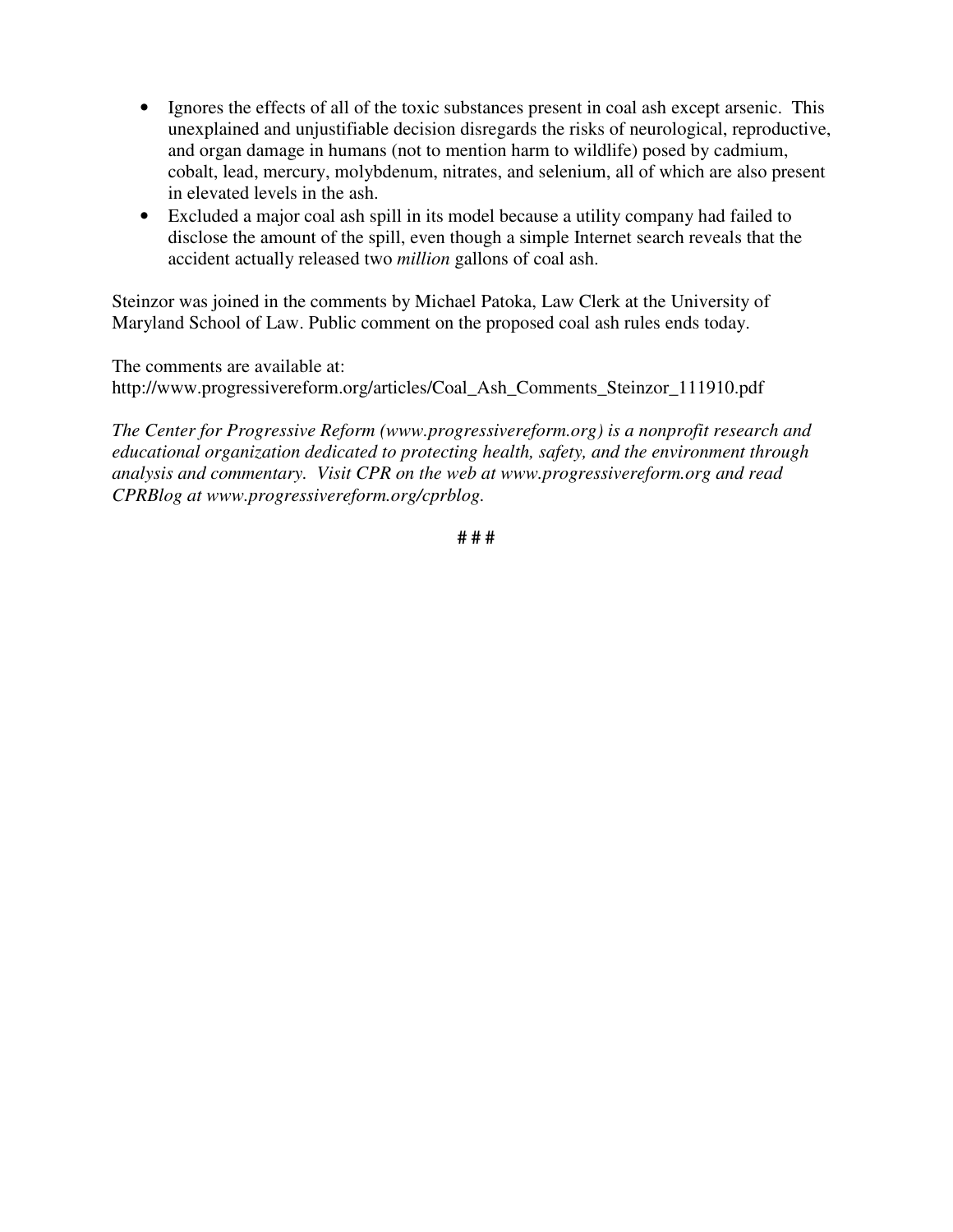- Ignores the effects of all of the toxic substances present in coal ash except arsenic. This unexplained and unjustifiable decision disregards the risks of neurological, reproductive, and organ damage in humans (not to mention harm to wildlife) posed by cadmium, cobalt, lead, mercury, molybdenum, nitrates, and selenium, all of which are also present in elevated levels in the ash.
- Excluded a major coal ash spill in its model because a utility company had failed to disclose the amount of the spill, even though a simple Internet search reveals that the accident actually released two *million* gallons of coal ash.

Steinzor was joined in the comments by Michael Patoka, Law Clerk at the University of Maryland School of Law. Public comment on the proposed coal ash rules ends today.

The comments are available at:
http://www.progressivereform.org/articles/Coal_Ash_Comments_Steinzor_111910.pdf

*The Center for Progressive Reform (www.progressivereform.org) is a nonprofit research and educational organization dedicated to protecting health, safety, and the environment through analysis and commentary. Visit CPR on the web at www.progressivereform.org and read CPRBlog at www.progressivereform.org/cprblog.*

# # #